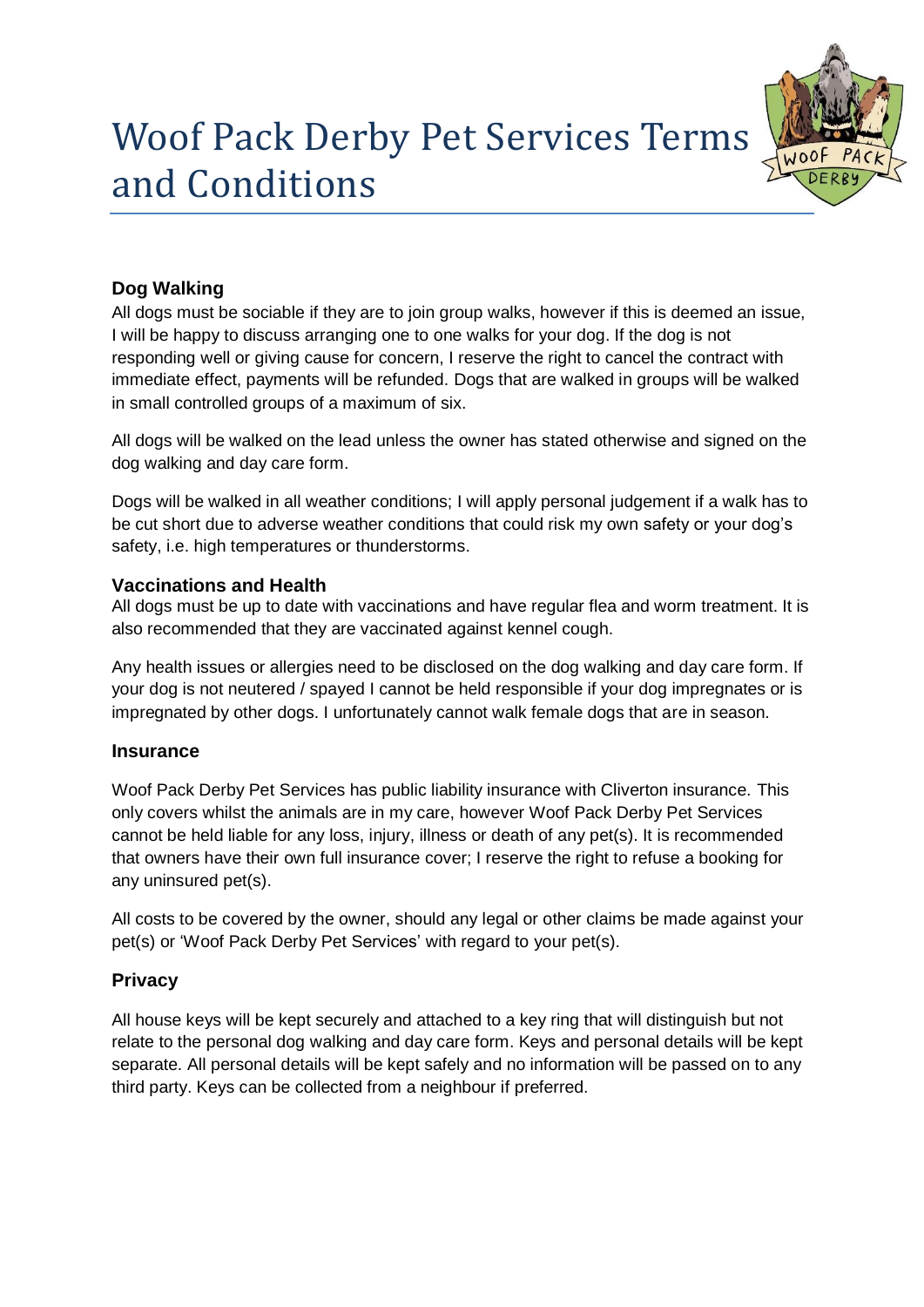# Woof Pack Derby Pet Services Terms and Conditions

## Dog Walking

All dogs must be sociable if they are to join group walks, however if this is deemed an issue, I will be happy to discuss arranging one to one walks for your dog. If the dog is not responding well or giving cause for concern, I reserve the right to cancel the contract with immediate effect, payments will be refunded. Dogs that are walked in groups will be walked in small controlled groups of a maximum of six.

All dogs will be walked on the lead unless the owner has stated otherwise and signed on the dog walking and day care form.

Dogs will be walked in all weather conditions; I will apply personal judgement if a walk has to be cut short due to adverse weather conditions that could risk my own safety or your dog's safety, i.e. high temperatures or thunderstorms.

## Vaccinations and Health

All dogs must be up to date with vaccinations and have regular flea and worm treatment. It is also recommended that they are vaccinated against kennel cough.

Any health issues or allergies need to be disclosed on the dog walking and day care form. If your dog is not neutered / spayed I cannot be held responsible if your dog impregnates or is impregnated by other dogs. I unfortunately cannot walk female dogs that are in season.

## Insurance

Woof Pack Derby Pet Services has public liability insurance with Cliverton insurance. This only covers whilst the animals are in my care, however Woof Pack Derby Pet Services cannot be held liable for any loss, injury, illness or death of any pet(s). It is recommended that owners have their own full insurance cover; I reserve the right to refuse a booking for any uninsured pet(s).

All costs to be covered by the owner, should any legal or other claims be made against your pet(s) or 'Woof Pack Derby Pet Services' with regard to your pet(s).

## Privacy

All house keys will be kept securely and attached to a key ring that will distinguish but not relate to the personal dog walking and day care form. Keys and personal details will be kept separate. All personal details will be kept safely and no information will be passed on to any third party. Keys can be collected from a neighbour if preferred.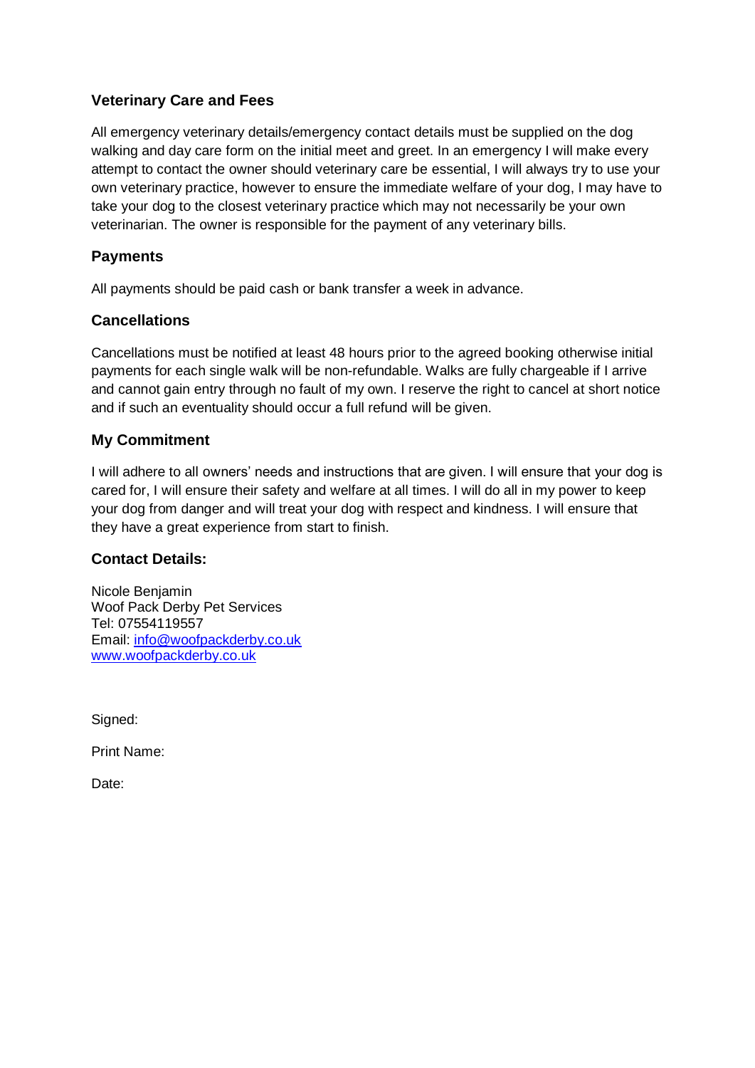## Veterinary Care and Fees

All emergency veterinary details/emergency contact details must be supplied on the dog walking and day care form on the initial meet and greet. In an emergency I will make every attempt to contact the owner should veterinary care be essential, I will always try to use your own veterinary practice, however to ensure the immediate welfare of your dog, I may have to take your dog to the closest veterinary practice which may not necessarily be your own veterinarian. The owner is responsible for the payment of any veterinary bills.

## Payments

All payments should be paid cash or bank transfer a week in advance.

## Cancellations

Cancellations must be notified at least 48 hours prior to the agreed booking otherwise initial payments for each single walk will be non-refundable. Walks are fully chargeable if I arrive and cannot gain entry through no fault of my own. I reserve the right to cancel at short notice and if such an eventuality should occur a full refund will be given.

## My Commitment

I will adhere to all owners' needs and instructions that are given. I will ensure that your dog is cared for, I will ensure their safety and welfare at all times. I will do all in my power to keep your dog from danger and will treat your dog with respect and kindness. I will ensure that they have a great experience from start to finish.

## Contact Details:

Nicole Benjamin
Woof Pack Derby Pet Services
Tel: 07554119557
Email: [info@woofpackderby.co.uk](mailto:info@woofpackderby.co.uk)
[www.woofpackderby.co.uk](http://www.woofpackderby.co.uk)

Signed:

Print Name:

Date: